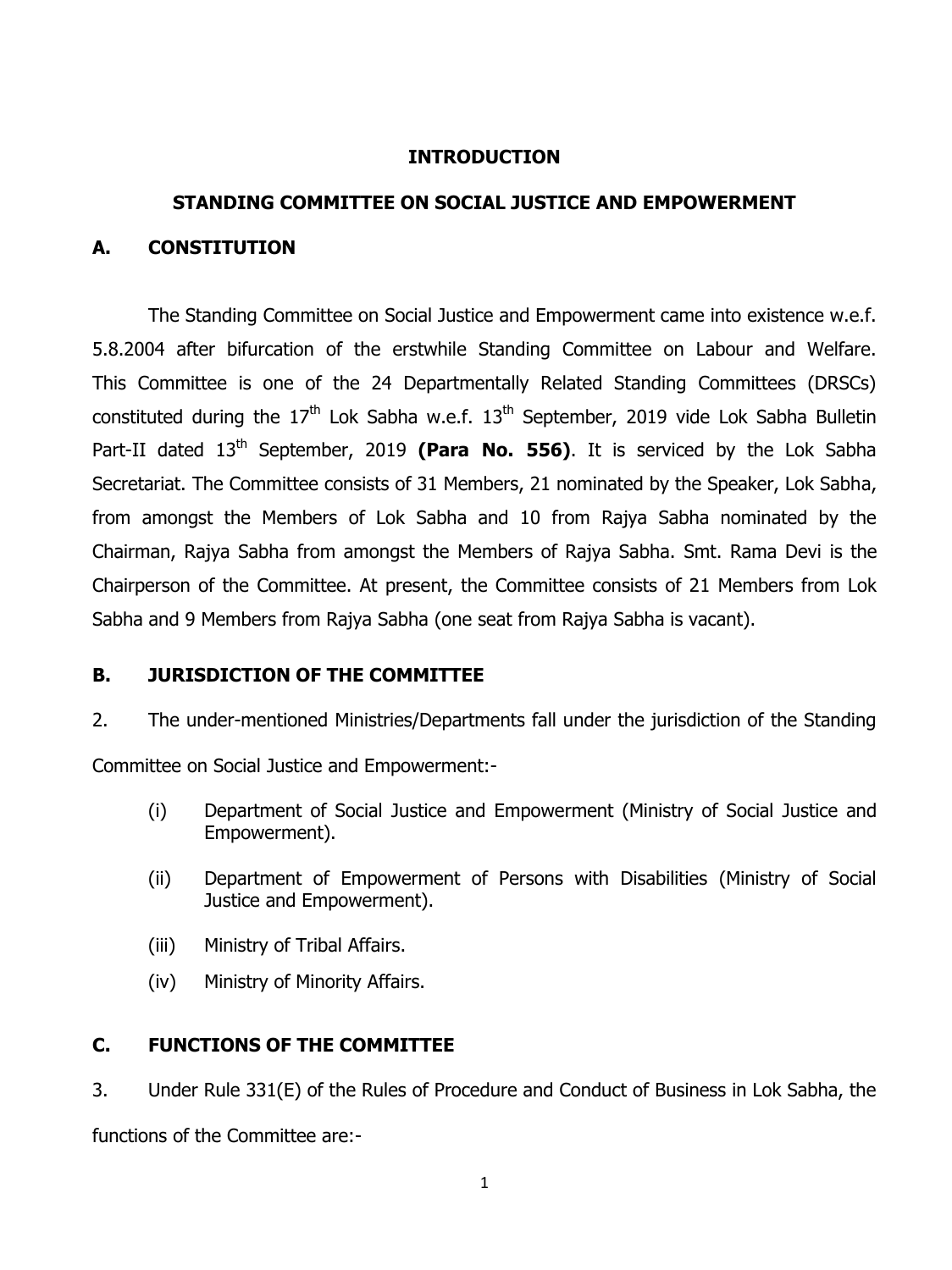# INTRODUCTION

## STANDING COMMITTEE ON SOCIAL JUSTICE AND EMPOWERMENT

### A. CONSTITUTION

The Standing Committee on Social Justice and Empowerment came into existence w.e.f. 5.8.2004 after bifurcation of the erstwhile Standing Committee on Labour and Welfare. This Committee is one of the 24 Departmentally Related Standing Committees (DRSCs) constituted during the 17th Lok Sabha w.e.f. 13th September, 2019 vide Lok Sabha Bulletin Part-II dated 13th September, 2019 **(Para No. 556)**. It is serviced by the Lok Sabha Secretariat. The Committee consists of 31 Members, 21 nominated by the Speaker, Lok Sabha, from amongst the Members of Lok Sabha and 10 from Rajya Sabha nominated by the Chairman, Rajya Sabha from amongst the Members of Rajya Sabha. Smt. Rama Devi is the Chairperson of the Committee. At present, the Committee consists of 21 Members from Lok Sabha and 9 Members from Rajya Sabha (one seat from Rajya Sabha is vacant).

### B. JURISDICTION OF THE COMMITTEE

2. The under-mentioned Ministries/Departments fall under the jurisdiction of the Standing Committee on Social Justice and Empowerment:-

(i) Department of Social Justice and Empowerment (Ministry of Social Justice and Empowerment).

(ii) Department of Empowerment of Persons with Disabilities (Ministry of Social Justice and Empowerment).

(iii) Ministry of Tribal Affairs.

(iv) Ministry of Minority Affairs.

### C. FUNCTIONS OF THE COMMITTEE

3. Under Rule 331(E) of the Rules of Procedure and Conduct of Business in Lok Sabha, the functions of the Committee are:-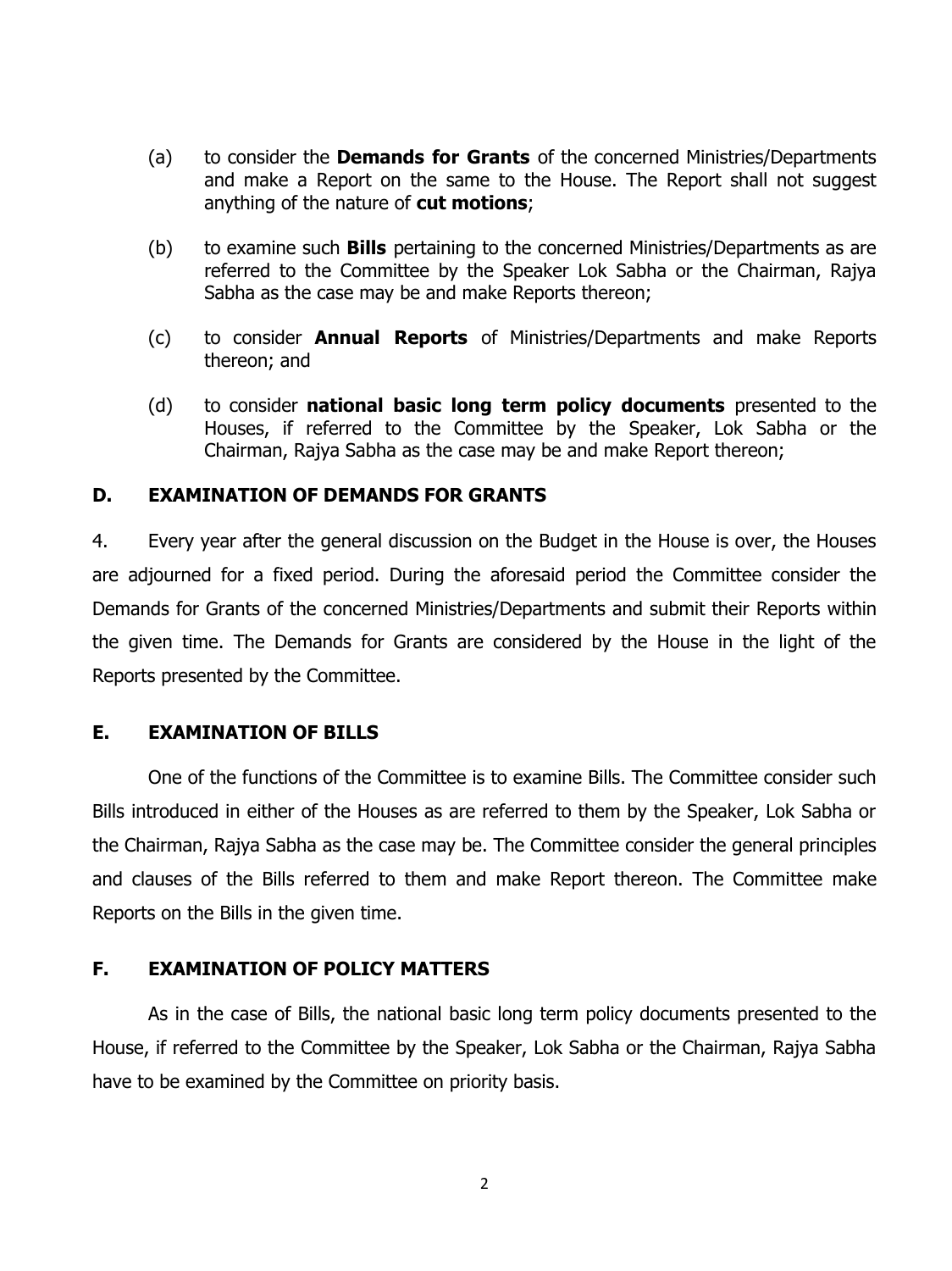(a) to consider the **Demands for Grants** of the concerned Ministries/Departments and make a Report on the same to the House. The Report shall not suggest anything of the nature of **cut motions**;

(b) to examine such **Bills** pertaining to the concerned Ministries/Departments as are referred to the Committee by the Speaker Lok Sabha or the Chairman, Rajya Sabha as the case may be and make Reports thereon;

(c) to consider **Annual Reports** of Ministries/Departments and make Reports thereon; and

(d) to consider **national basic long term policy documents** presented to the Houses, if referred to the Committee by the Speaker, Lok Sabha or the Chairman, Rajya Sabha as the case may be and make Report thereon;

## D. EXAMINATION OF DEMANDS FOR GRANTS

4. Every year after the general discussion on the Budget in the House is over, the Houses are adjourned for a fixed period. During the aforesaid period the Committee consider the Demands for Grants of the concerned Ministries/Departments and submit their Reports within the given time. The Demands for Grants are considered by the House in the light of the Reports presented by the Committee.

## E. EXAMINATION OF BILLS

One of the functions of the Committee is to examine Bills. The Committee consider such Bills introduced in either of the Houses as are referred to them by the Speaker, Lok Sabha or the Chairman, Rajya Sabha as the case may be. The Committee consider the general principles and clauses of the Bills referred to them and make Report thereon. The Committee make Reports on the Bills in the given time.

## F. EXAMINATION OF POLICY MATTERS

As in the case of Bills, the national basic long term policy documents presented to the House, if referred to the Committee by the Speaker, Lok Sabha or the Chairman, Rajya Sabha have to be examined by the Committee on priority basis.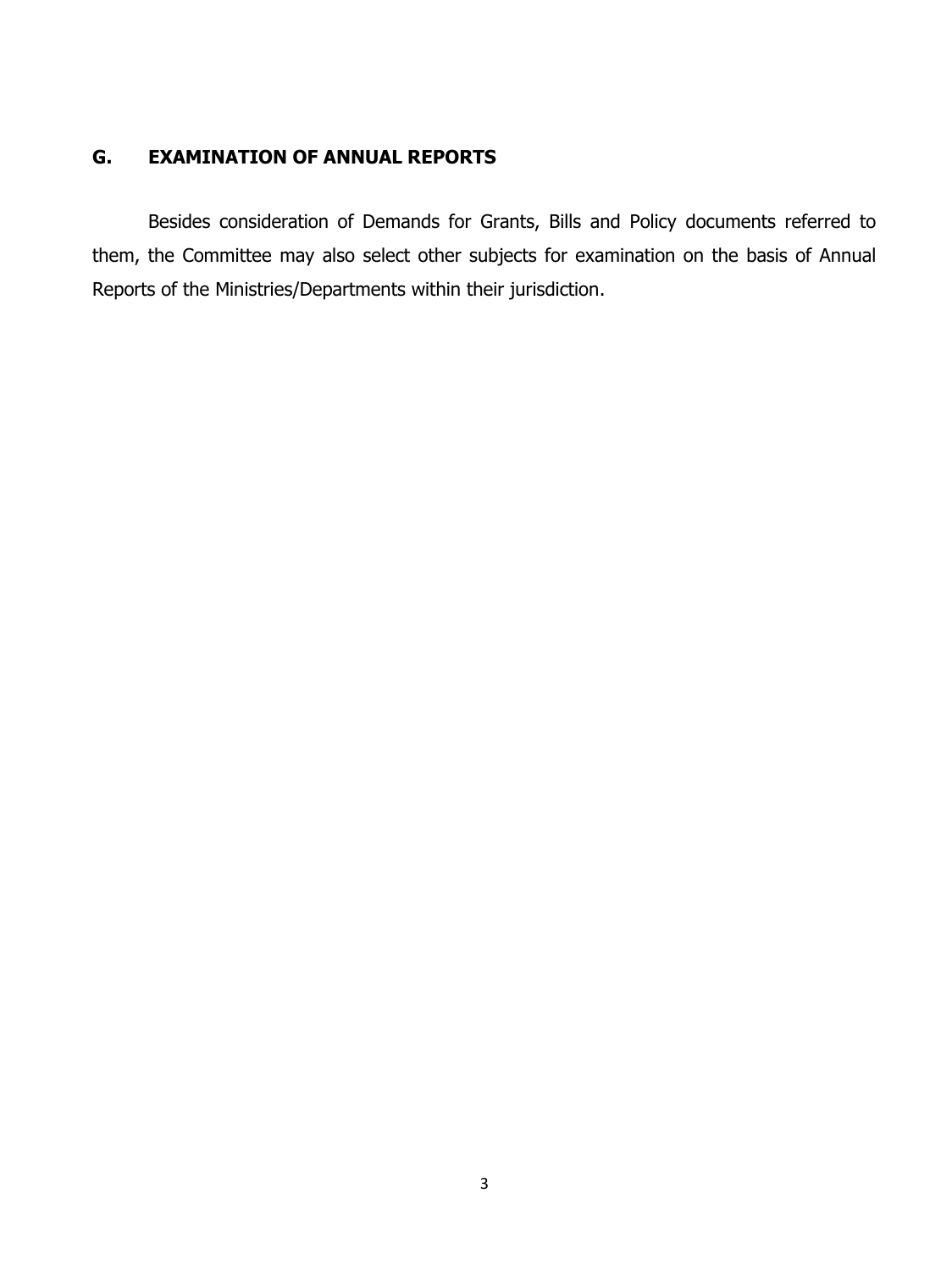## G. EXAMINATION OF ANNUAL REPORTS

Besides consideration of Demands for Grants, Bills and Policy documents referred to them, the Committee may also select other subjects for examination on the basis of Annual Reports of the Ministries/Departments within their jurisdiction.